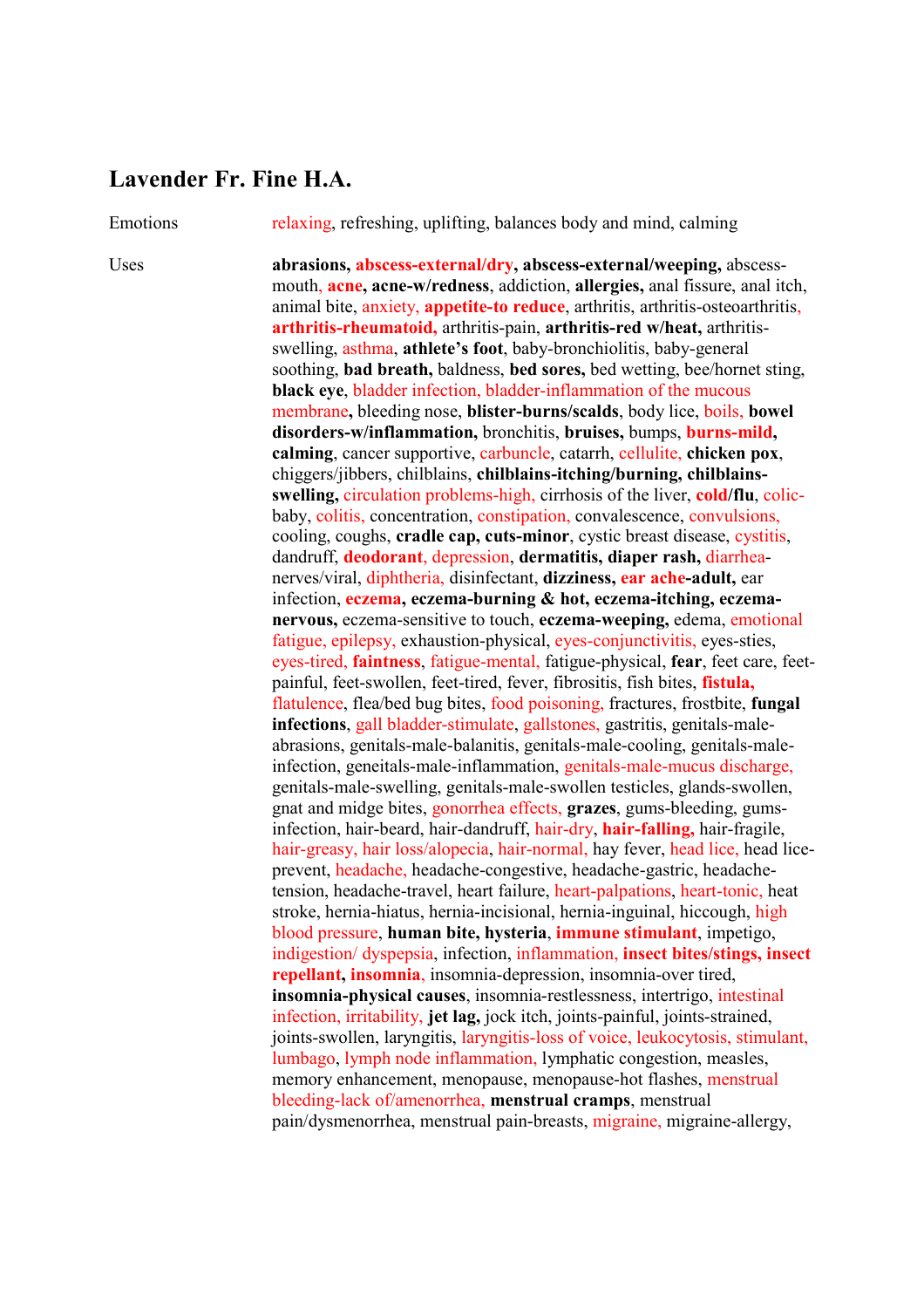## Lavender Fr. Fine H.A.

| | |
|---|---|
| Emotions | relaxing, refreshing, uplifting, balances body and mind, calming |
| Uses | **abrasions, abscess-external/dry, abscess-external/weeping,** abscess-mouth, **acne, acne-w/redness**, addiction, **allergies,** anal fissure, anal itch, animal bite, anxiety, **appetite-to reduce**, arthritis, arthritis-osteoarthritis, **arthritis-rheumatoid,** arthritis-pain, **arthritis-red w/heat,** arthritis-swelling, asthma, **athlete's foot**, baby-bronchiolitis, baby-general soothing, **bad breath,** baldness, **bed sores,** bed wetting, bee/hornet sting, **black eye**, bladder infection, bladder-inflammation of the mucous membrane, bleeding nose, **blister-burns/scalds**, body lice, boils, **bowel disorders-w/inflammation,** bronchitis, **bruises,** bumps, **burns-mild, calming**, cancer supportive, carbuncle, catarrh, cellulite, **chicken pox**, chiggers/jibbers, chilblains, **chilblains-itching/burning, chilblains-swelling,** circulation problems-high, cirrhosis of the liver, **cold/flu**, colic-baby, colitis, concentration, constipation, convalescence, convulsions, cooling, coughs, **cradle cap, cuts-minor**, cystic breast disease, cystitis, dandruff, **deodorant**, depression, **dermatitis, diaper rash,** diarrhea-nerves/viral, diphtheria, disinfectant, **dizziness, ear ache-adult,** ear infection, **eczema, eczema-burning & hot, eczema-itching, eczema-nervous,** eczema-sensitive to touch, **eczema-weeping,** edema, emotional fatigue, epilepsy, exhaustion-physical, eyes-conjunctivitis, eyes-sties, eyes-tired, **faintness**, fatigue-mental, fatigue-physical, **fear**, feet care, feet-painful, feet-swollen, feet-tired, fever, fibrositis, fish bites, **fistula,** flatulence, flea/bed bug bites, food poisoning, fractures, frostbite, **fungal infections**, gall bladder-stimulate, gallstones, gastritis, genitals-male-abrasions, genitals-male-balanitis, genitals-male-cooling, genitals-male-infection, geneitals-male-inflammation, genitals-male-mucus discharge, genitals-male-swelling, genitals-male-swollen testicles, glands-swollen, gnat and midge bites, gonorrhea effects, **grazes**, gums-bleeding, gums-infection, hair-beard, hair-dandruff, hair-dry, **hair-falling,** hair-fragile, hair-greasy, hair loss/alopecia, hair-normal, hay fever, head lice, head lice-prevent, headache, headache-congestive, headache-gastric, headache-tension, headache-travel, heart failure, heart-palpations, heart-tonic, heat stroke, hernia-hiatus, hernia-incisional, hernia-inguinal, hiccough, high blood pressure, **human bite, hysteria**, **immune stimulant**, impetigo, indigestion/ dyspepsia, infection, inflammation, **insect bites/stings, insect repellant, insomnia**, insomnia-depression, insomnia-over tired, **insomnia-physical causes**, insomnia-restlessness, intertrigo, intestinal infection, irritability, **jet lag,** jock itch, joints-painful, joints-strained, joints-swollen, laryngitis, laryngitis-loss of voice, leukocytosis, stimulant, lumbago, lymph node inflammation, lymphatic congestion, measles, memory enhancement, menopause, menopause-hot flashes, menstrual bleeding-lack of/amenorrhea, **menstrual cramps**, menstrual pain/dysmenorrhea, menstrual pain-breasts, migraine, migraine-allergy, |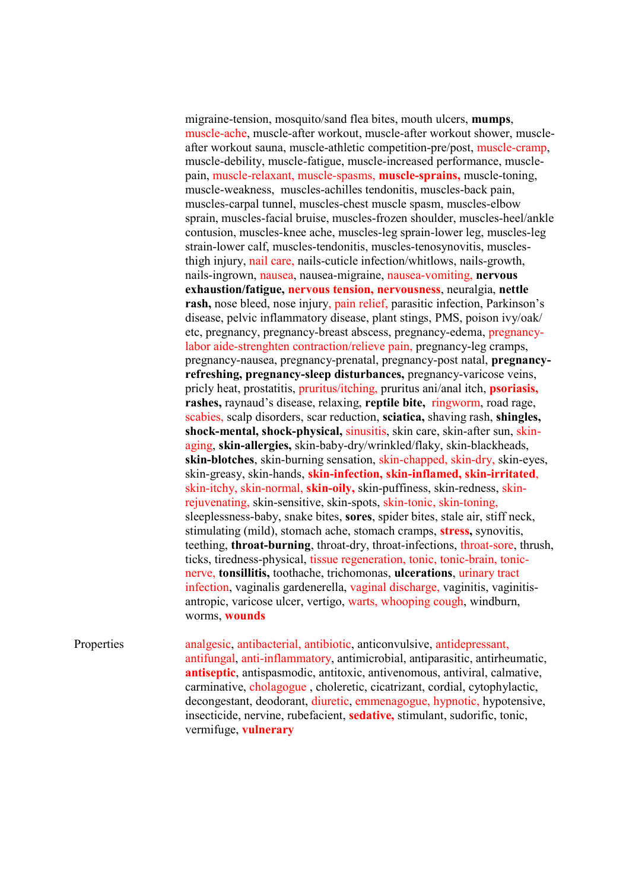migraine-tension, mosquito/sand flea bites, mouth ulcers, **mumps**, muscle-ache, muscle-after workout, muscle-after workout shower, muscle-after workout sauna, muscle-athletic competition-pre/post, muscle-cramp, muscle-debility, muscle-fatigue, muscle-increased performance, muscle-pain, muscle-relaxant, muscle-spasms, **muscle-sprains,** muscle-toning, muscle-weakness, muscles-achilles tendonitis, muscles-back pain, muscles-carpal tunnel, muscles-chest muscle spasm, muscles-elbow sprain, muscles-facial bruise, muscles-frozen shoulder, muscles-heel/ankle contusion, muscles-knee ache, muscles-leg sprain-lower leg, muscles-leg strain-lower calf, muscles-tendonitis, muscles-tenosynovitis, muscles-thigh injury, nail care, nails-cuticle infection/whitlows, nails-growth, nails-ingrown, nausea, nausea-migraine, nausea-vomiting, **nervous exhaustion/fatigue, nervous tension, nervousness**, neuralgia, **nettle rash,** nose bleed, nose injury, pain relief, parasitic infection, Parkinson's disease, pelvic inflammatory disease, plant stings, PMS, poison ivy/oak/etc, pregnancy, pregnancy-breast abscess, pregnancy-edema, pregnancy-labor aide-strenghten contraction/relieve pain, pregnancy-leg cramps, pregnancy-nausea, pregnancy-prenatal, pregnancy-post natal, **pregnancy-refreshing, pregnancy-sleep disturbances,** pregnancy-varicose veins, pricly heat, prostatitis, pruritus/itching, pruritus ani/anal itch, **psoriasis, rashes,** raynaud's disease, relaxing, **reptile bite,** ringworm, road rage, scabies, scalp disorders, scar reduction, **sciatica,** shaving rash, **shingles, shock-mental, shock-physical,** sinusitis, skin care, skin-after sun, skin-aging, **skin-allergies,** skin-baby-dry/wrinkled/flaky, skin-blackheads, **skin-blotches**, skin-burning sensation, skin-chapped, skin-dry, skin-eyes, skin-greasy, skin-hands, **skin-infection, skin-inflamed, skin-irritated**, skin-itchy, skin-normal, **skin-oily,** skin-puffiness, skin-redness, skin-rejuvenating, skin-sensitive, skin-spots, skin-tonic, skin-toning, sleeplessness-baby, snake bites, **sores**, spider bites, stale air, stiff neck, stimulating (mild), stomach ache, stomach cramps, **stress,** synovitis, teething, **throat-burning**, throat-dry, throat-infections, throat-sore, thrush, ticks, tiredness-physical, tissue regeneration, tonic, tonic-brain, tonic-nerve, **tonsillitis,** toothache, trichomonas, **ulcerations**, urinary tract infection, vaginalis gardenerella, vaginal discharge, vaginitis, vaginitis-antropic, varicose ulcer, vertigo, warts, whooping cough, windburn, worms, **wounds**

Properties

analgesic, antibacterial, antibiotic, anticonvulsive, antidepressant, antifungal, anti-inflammatory, antimicrobial, antiparasitic, antirheumatic, **antiseptic**, antispasmodic, antitoxic, antivenomous, antiviral, calmative, carminative, cholagogue , choleretic, cicatrizant, cordial, cytophylactic, decongestant, deodorant, diuretic, emmenagogue, hypnotic, hypotensive, insecticide, nervine, rubefacient, **sedative,** stimulant, sudorific, tonic, vermifuge, **vulnerary**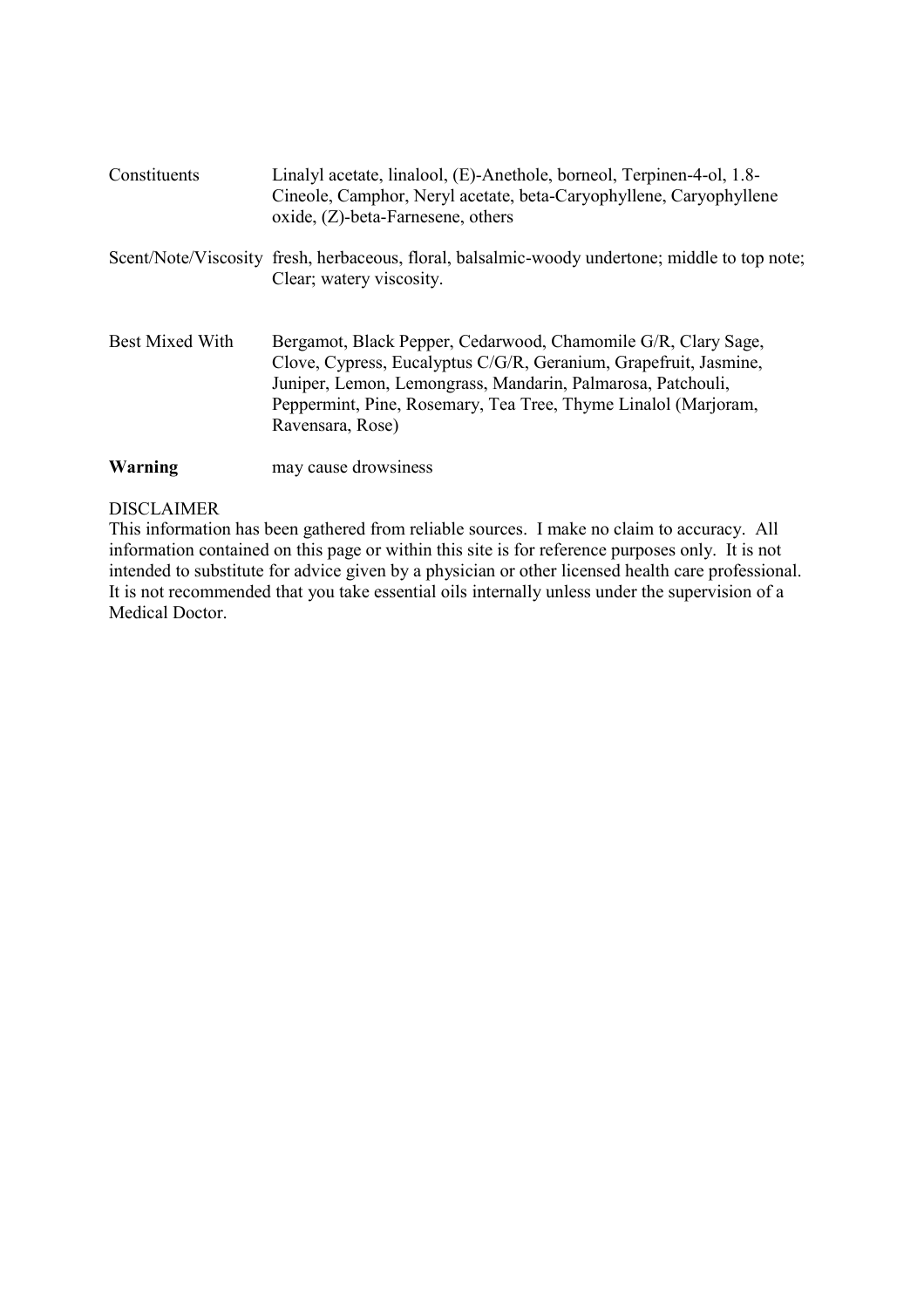| | |
|---|---|
| Constituents | Linalyl acetate, linalool, (E)-Anethole, borneol, Terpinen-4-ol, 1.8-Cineole, Camphor, Neryl acetate, beta-Caryophyllene, Caryophyllene oxide, (Z)-beta-Farnesene, others |
| Scent/Note/Viscosity | fresh, herbaceous, floral, balsalmic-woody undertone; middle to top note; Clear; watery viscosity. |
| Best Mixed With | Bergamot, Black Pepper, Cedarwood, Chamomile G/R, Clary Sage, Clove, Cypress, Eucalyptus C/G/R, Geranium, Grapefruit, Jasmine, Juniper, Lemon, Lemongrass, Mandarin, Palmarosa, Patchouli, Peppermint, Pine, Rosemary, Tea Tree, Thyme Linalol (Marjoram, Ravensara, Rose) |
| **Warning** | may cause drowsiness |

DISCLAIMER
This information has been gathered from reliable sources. I make no claim to accuracy. All information contained on this page or within this site is for reference purposes only. It is not intended to substitute for advice given by a physician or other licensed health care professional. It is not recommended that you take essential oils internally unless under the supervision of a Medical Doctor.